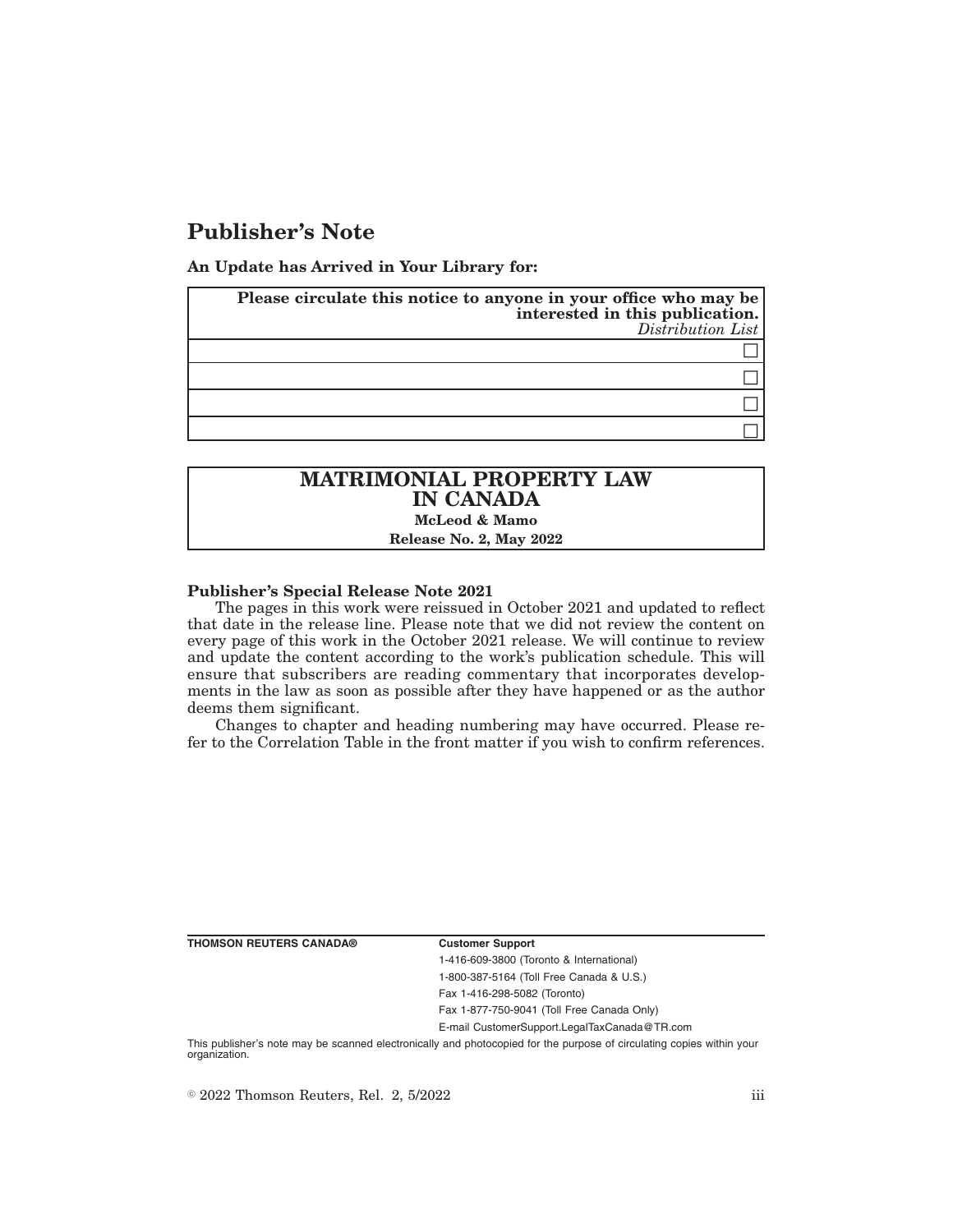# Publisher's Note

**An Update has Arrived in Your Library for:**

| **Please circulate this notice to anyone in your office who may be interested in this publication.** *Distribution List* |
| --- |
| ☐ |
| ☐ |
| ☐ |
| ☐ |

## MATRIMONIAL PROPERTY LAW IN CANADA

**McLeod & Mamo**

**Release No. 2, May 2022**

**Publisher's Special Release Note 2021**

The pages in this work were reissued in October 2021 and updated to reflect that date in the release line. Please note that we did not review the content on every page of this work in the October 2021 release. We will continue to review and update the content according to the work's publication schedule. This will ensure that subscribers are reading commentary that incorporates developments in the law as soon as possible after they have happened or as the author deems them significant.

Changes to chapter and heading numbering may have occurred. Please refer to the Correlation Table in the front matter if you wish to confirm references.

**THOMSON REUTERS CANADA®**

**Customer Support**

1-416-609-3800 (Toronto & International)

1-800-387-5164 (Toll Free Canada & U.S.)

Fax 1-416-298-5082 (Toronto)

Fax 1-877-750-9041 (Toll Free Canada Only)

E-mail CustomerSupport.LegalTaxCanada@TR.com

This publisher's note may be scanned electronically and photocopied for the purpose of circulating copies within your organization.

© 2022 Thomson Reuters, Rel. 2, 5/2022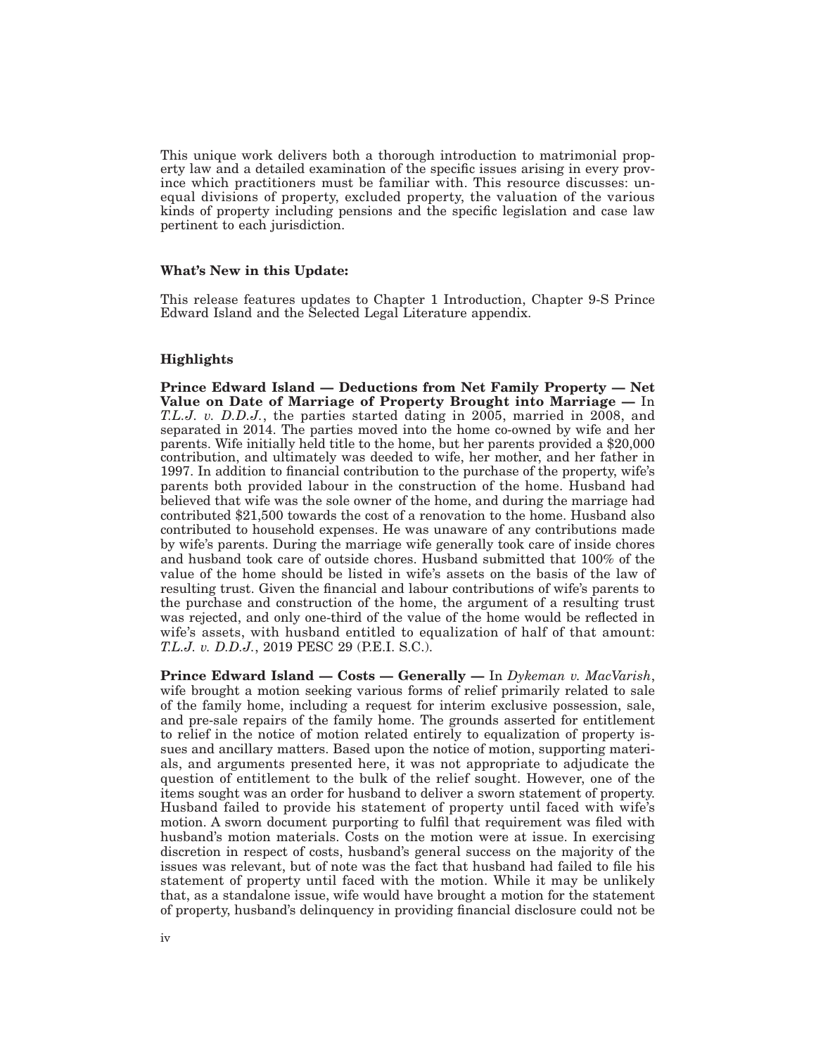This unique work delivers both a thorough introduction to matrimonial property law and a detailed examination of the specific issues arising in every province which practitioners must be familiar with. This resource discusses: unequal divisions of property, excluded property, the valuation of the various kinds of property including pensions and the specific legislation and case law pertinent to each jurisdiction.

**What's New in this Update:**

This release features updates to Chapter 1 Introduction, Chapter 9-S Prince Edward Island and the Selected Legal Literature appendix.

**Highlights**

**Prince Edward Island — Deductions from Net Family Property — Net Value on Date of Marriage of Property Brought into Marriage —** In *T.L.J. v. D.D.J.*, the parties started dating in 2005, married in 2008, and separated in 2014. The parties moved into the home co-owned by wife and her parents. Wife initially held title to the home, but her parents provided a $20,000 contribution, and ultimately was deeded to wife, her mother, and her father in 1997. In addition to financial contribution to the purchase of the property, wife's parents both provided labour in the construction of the home. Husband had believed that wife was the sole owner of the home, and during the marriage had contributed $21,500 towards the cost of a renovation to the home. Husband also contributed to household expenses. He was unaware of any contributions made by wife's parents. During the marriage wife generally took care of inside chores and husband took care of outside chores. Husband submitted that 100% of the value of the home should be listed in wife's assets on the basis of the law of resulting trust. Given the financial and labour contributions of wife's parents to the purchase and construction of the home, the argument of a resulting trust was rejected, and only one-third of the value of the home would be reflected in wife's assets, with husband entitled to equalization of half of that amount: *T.L.J. v. D.D.J.*, 2019 PESC 29 (P.E.I. S.C.).

**Prince Edward Island — Costs — Generally —** In *Dykeman v. MacVarish*, wife brought a motion seeking various forms of relief primarily related to sale of the family home, including a request for interim exclusive possession, sale, and pre-sale repairs of the family home. The grounds asserted for entitlement to relief in the notice of motion related entirely to equalization of property issues and ancillary matters. Based upon the notice of motion, supporting materials, and arguments presented here, it was not appropriate to adjudicate the question of entitlement to the bulk of the relief sought. However, one of the items sought was an order for husband to deliver a sworn statement of property. Husband failed to provide his statement of property until faced with wife's motion. A sworn document purporting to fulfil that requirement was filed with husband's motion materials. Costs on the motion were at issue. In exercising discretion in respect of costs, husband's general success on the majority of the issues was relevant, but of note was the fact that husband had failed to file his statement of property until faced with the motion. While it may be unlikely that, as a standalone issue, wife would have brought a motion for the statement of property, husband's delinquency in providing financial disclosure could not be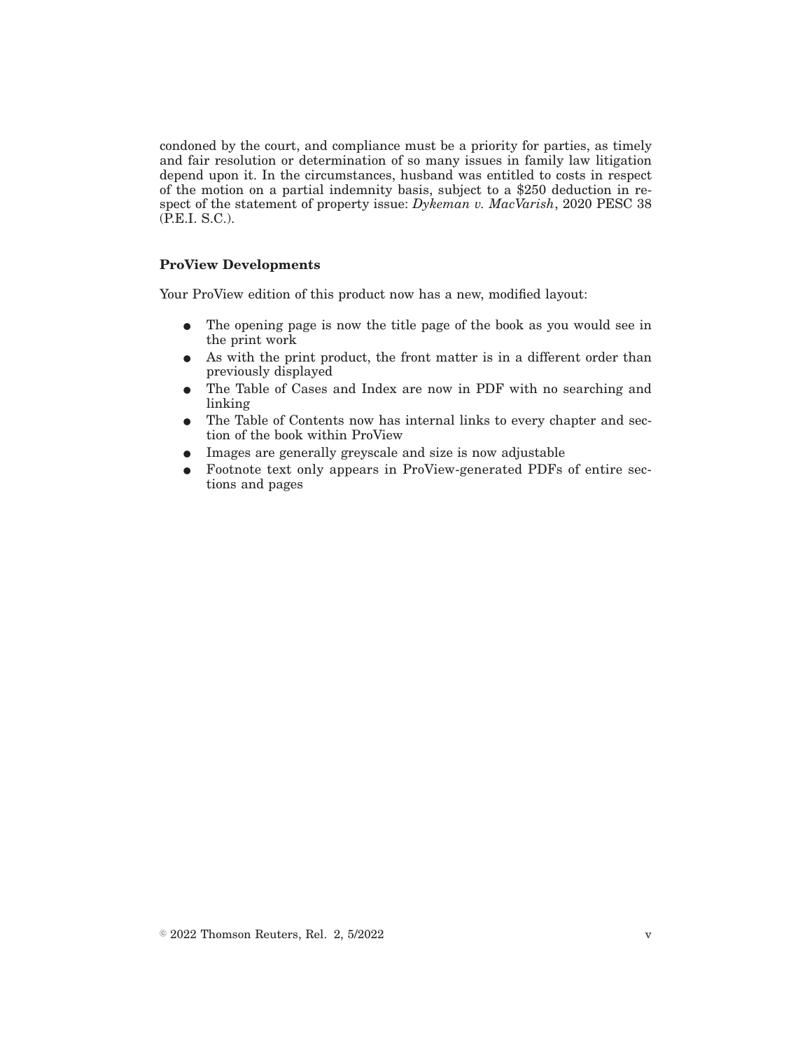condoned by the court, and compliance must be a priority for parties, as timely and fair resolution or determination of so many issues in family law litigation depend upon it. In the circumstances, husband was entitled to costs in respect of the motion on a partial indemnity basis, subject to a $250 deduction in respect of the statement of property issue: *Dykeman v. MacVarish*, 2020 PESC 38 (P.E.I. S.C.).

**ProView Developments**

Your ProView edition of this product now has a new, modified layout:

- The opening page is now the title page of the book as you would see in the print work
- As with the print product, the front matter is in a different order than previously displayed
- The Table of Cases and Index are now in PDF with no searching and linking
- The Table of Contents now has internal links to every chapter and section of the book within ProView
- Images are generally greyscale and size is now adjustable
- Footnote text only appears in ProView-generated PDFs of entire sections and pages